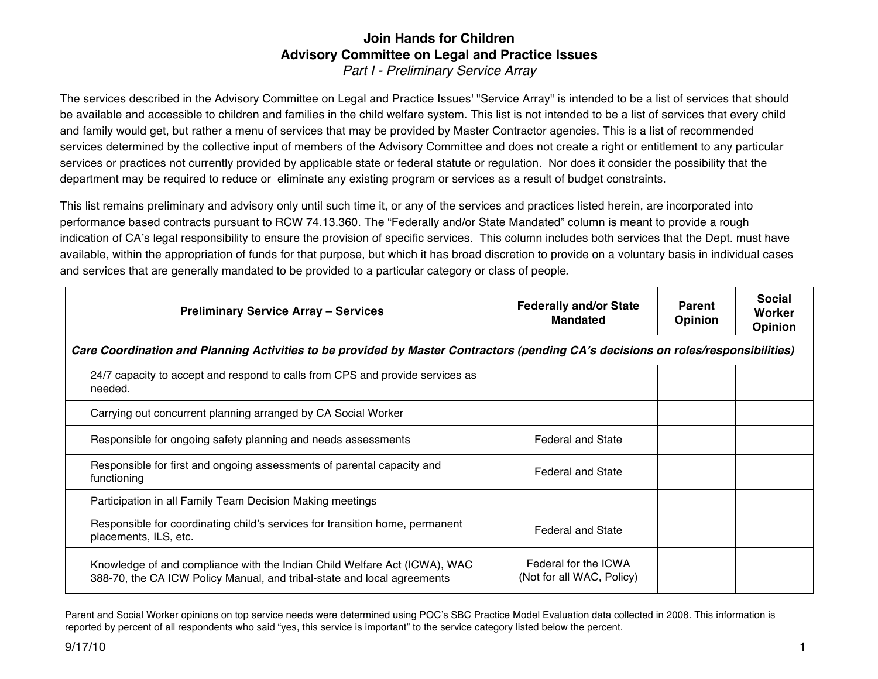# Join Hands for Children
## Advisory Committee on Legal and Practice Issues
*Part I - Preliminary Service Array*

The services described in the Advisory Committee on Legal and Practice Issues' "Service Array" is intended to be a list of services that should be available and accessible to children and families in the child welfare system. This list is not intended to be a list of services that every child and family would get, but rather a menu of services that may be provided by Master Contractor agencies. This is a list of recommended services determined by the collective input of members of the Advisory Committee and does not create a right or entitlement to any particular services or practices not currently provided by applicable state or federal statute or regulation. Nor does it consider the possibility that the department may be required to reduce or eliminate any existing program or services as a result of budget constraints.

This list remains preliminary and advisory only until such time it, or any of the services and practices listed herein, are incorporated into performance based contracts pursuant to RCW 74.13.360. The "Federally and/or State Mandated" column is meant to provide a rough indication of CA's legal responsibility to ensure the provision of specific services. This column includes both services that the Dept. must have available, within the appropriation of funds for that purpose, but which it has broad discretion to provide on a voluntary basis in individual cases and services that are generally mandated to be provided to a particular category or class of people.

| Preliminary Service Array – Services | Federally and/or State Mandated | Parent Opinion | Social Worker Opinion |
|---|---|---|---|
| ***Care Coordination and Planning Activities to be provided by Master Contractors (pending CA's decisions on roles/responsibilities)*** | | | |
| 24/7 capacity to accept and respond to calls from CPS and provide services as needed. | | | |
| Carrying out concurrent planning arranged by CA Social Worker | | | |
| Responsible for ongoing safety planning and needs assessments | Federal and State | | |
| Responsible for first and ongoing assessments of parental capacity and functioning | Federal and State | | |
| Participation in all Family Team Decision Making meetings | | | |
| Responsible for coordinating child's services for transition home, permanent placements, ILS, etc. | Federal and State | | |
| Knowledge of and compliance with the Indian Child Welfare Act (ICWA), WAC 388-70, the CA ICW Policy Manual, and tribal-state and local agreements | Federal for the ICWA (Not for all WAC, Policy) | | |

Parent and Social Worker opinions on top service needs were determined using POC's SBC Practice Model Evaluation data collected in 2008. This information is reported by percent of all respondents who said "yes, this service is important" to the service category listed below the percent.

9/17/10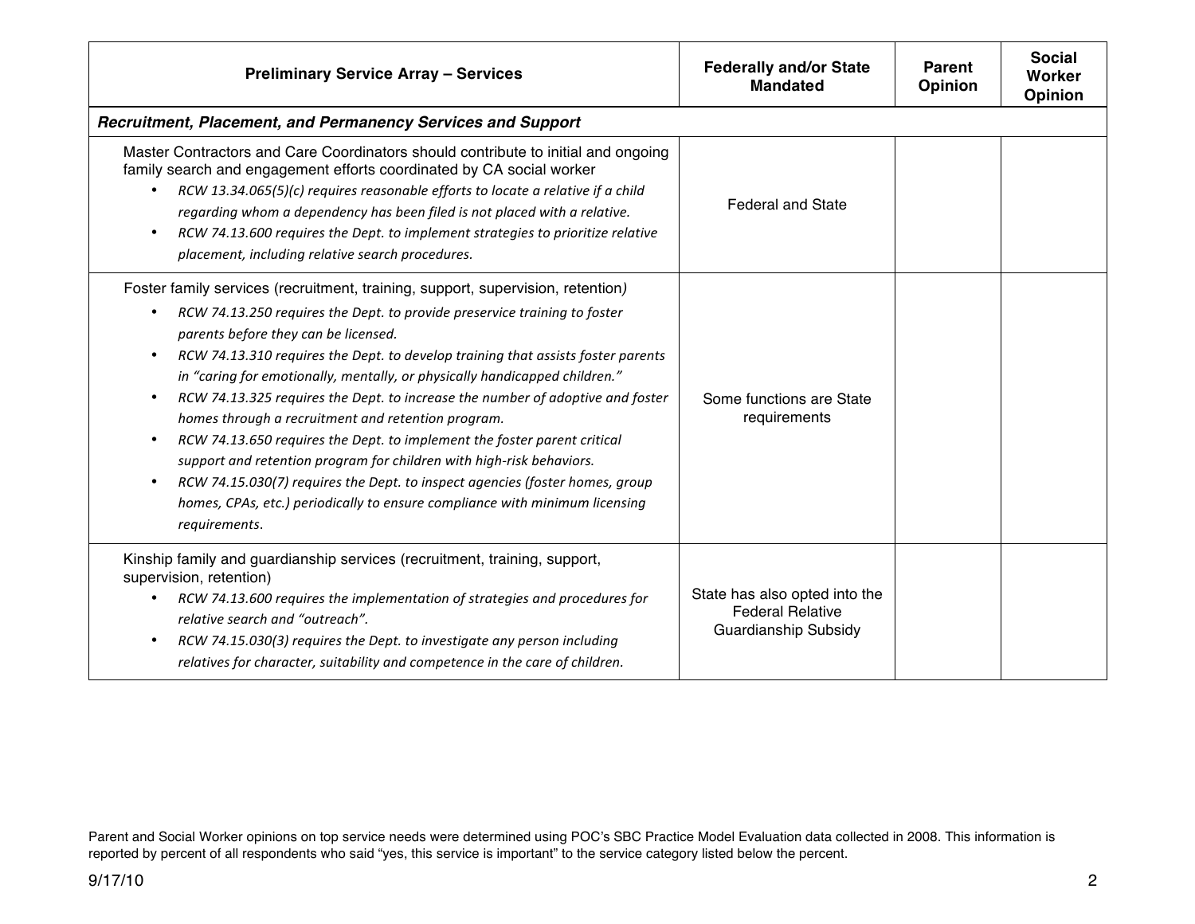| Preliminary Service Array – Services | Federally and/or State Mandated | Parent Opinion | Social Worker Opinion |
|---|---|---|---|
| ***Recruitment, Placement, and Permanency Services and Support*** | | | |
| Master Contractors and Care Coordinators should contribute to initial and ongoing family search and engagement efforts coordinated by CA social worker<br>• *RCW 13.34.065(5)(c) requires reasonable efforts to locate a relative if a child regarding whom a dependency has been filed is not placed with a relative.*<br>• *RCW 74.13.600 requires the Dept. to implement strategies to prioritize relative placement, including relative search procedures.* | Federal and State | | |
| Foster family services (recruitment, training, support, supervision, retention)<br>• *RCW 74.13.250 requires the Dept. to provide preservice training to foster parents before they can be licensed.*<br>• *RCW 74.13.310 requires the Dept. to develop training that assists foster parents in "caring for emotionally, mentally, or physically handicapped children."*<br>• *RCW 74.13.325 requires the Dept. to increase the number of adoptive and foster homes through a recruitment and retention program.*<br>• *RCW 74.13.650 requires the Dept. to implement the foster parent critical support and retention program for children with high-risk behaviors.*<br>• *RCW 74.15.030(7) requires the Dept. to inspect agencies (foster homes, group homes, CPAs, etc.) periodically to ensure compliance with minimum licensing requirements.* | Some functions are State requirements | | |
| Kinship family and guardianship services (recruitment, training, support, supervision, retention)<br>• *RCW 74.13.600 requires the implementation of strategies and procedures for relative search and "outreach".*<br>• *RCW 74.15.030(3) requires the Dept. to investigate any person including relatives for character, suitability and competence in the care of children.* | State has also opted into the Federal Relative Guardianship Subsidy | | |

Parent and Social Worker opinions on top service needs were determined using POC's SBC Practice Model Evaluation data collected in 2008. This information is reported by percent of all respondents who said "yes, this service is important" to the service category listed below the percent.

9/17/10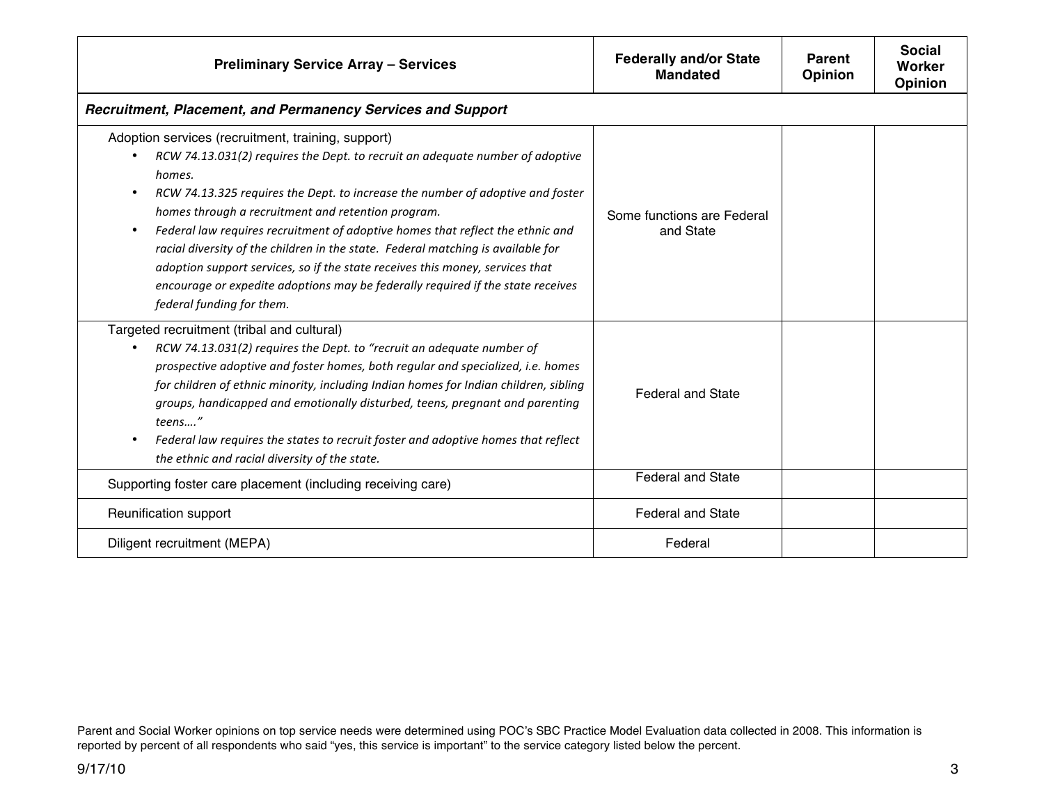| Preliminary Service Array – Services | Federally and/or State Mandated | Parent Opinion | Social Worker Opinion |
|---|---|---|---|
| ***Recruitment, Placement, and Permanency Services and Support*** | | | |
| Adoption services (recruitment, training, support)<br>• *RCW 74.13.031(2) requires the Dept. to recruit an adequate number of adoptive homes.*<br>• *RCW 74.13.325 requires the Dept. to increase the number of adoptive and foster homes through a recruitment and retention program.*<br>• *Federal law requires recruitment of adoptive homes that reflect the ethnic and racial diversity of the children in the state. Federal matching is available for adoption support services, so if the state receives this money, services that encourage or expedite adoptions may be federally required if the state receives federal funding for them.* | Some functions are Federal and State | | |
| Targeted recruitment (tribal and cultural)<br>• *RCW 74.13.031(2) requires the Dept. to "recruit an adequate number of prospective adoptive and foster homes, both regular and specialized, i.e. homes for children of ethnic minority, including Indian homes for Indian children, sibling groups, handicapped and emotionally disturbed, teens, pregnant and parenting teens…."*<br>• *Federal law requires the states to recruit foster and adoptive homes that reflect the ethnic and racial diversity of the state.* | Federal and State | | |
| Supporting foster care placement (including receiving care) | Federal and State | | |
| Reunification support | Federal and State | | |
| Diligent recruitment (MEPA) | Federal | | |

Parent and Social Worker opinions on top service needs were determined using POC's SBC Practice Model Evaluation data collected in 2008. This information is reported by percent of all respondents who said "yes, this service is important" to the service category listed below the percent.

9/17/10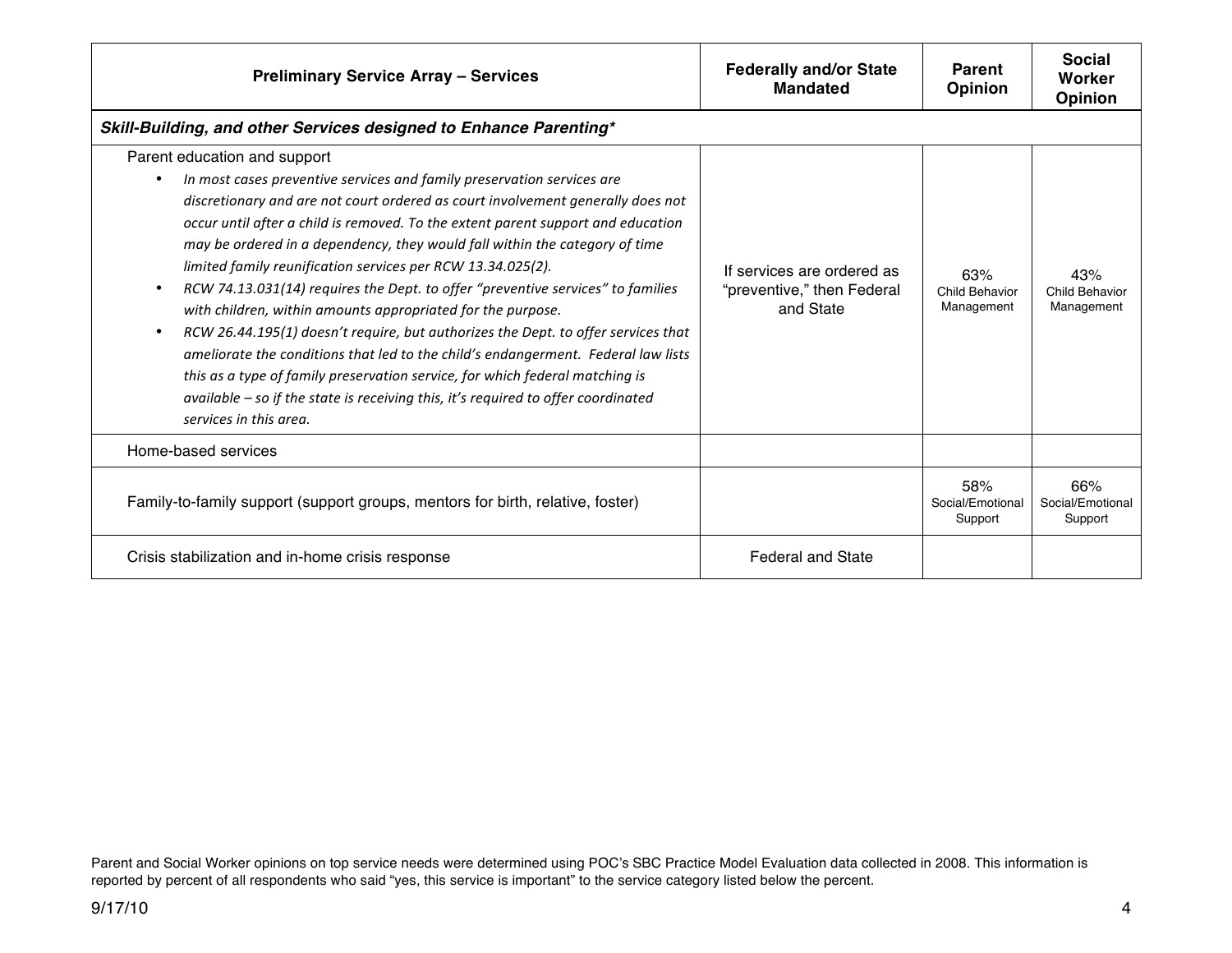| Preliminary Service Array – Services | Federally and/or State Mandated | Parent Opinion | Social Worker Opinion |
|---|---|---|---|
| ***Skill-Building, and other Services designed to Enhance Parenting**** | | | |
| Parent education and support<br>• *In most cases preventive services and family preservation services are discretionary and are not court ordered as court involvement generally does not occur until after a child is removed. To the extent parent support and education may be ordered in a dependency, they would fall within the category of time limited family reunification services per RCW 13.34.025(2).*<br>• *RCW 74.13.031(14) requires the Dept. to offer "preventive services" to families with children, within amounts appropriated for the purpose.*<br>• *RCW 26.44.195(1) doesn't require, but authorizes the Dept. to offer services that ameliorate the conditions that led to the child's endangerment. Federal law lists this as a type of family preservation service, for which federal matching is available – so if the state is receiving this, it's required to offer coordinated services in this area.* | If services are ordered as "preventive," then Federal and State | 63% Child Behavior Management | 43% Child Behavior Management |
| Home-based services | | | |
| Family-to-family support (support groups, mentors for birth, relative, foster) | | 58% Social/Emotional Support | 66% Social/Emotional Support |
| Crisis stabilization and in-home crisis response | Federal and State | | |

Parent and Social Worker opinions on top service needs were determined using POC's SBC Practice Model Evaluation data collected in 2008. This information is reported by percent of all respondents who said "yes, this service is important" to the service category listed below the percent.

9/17/10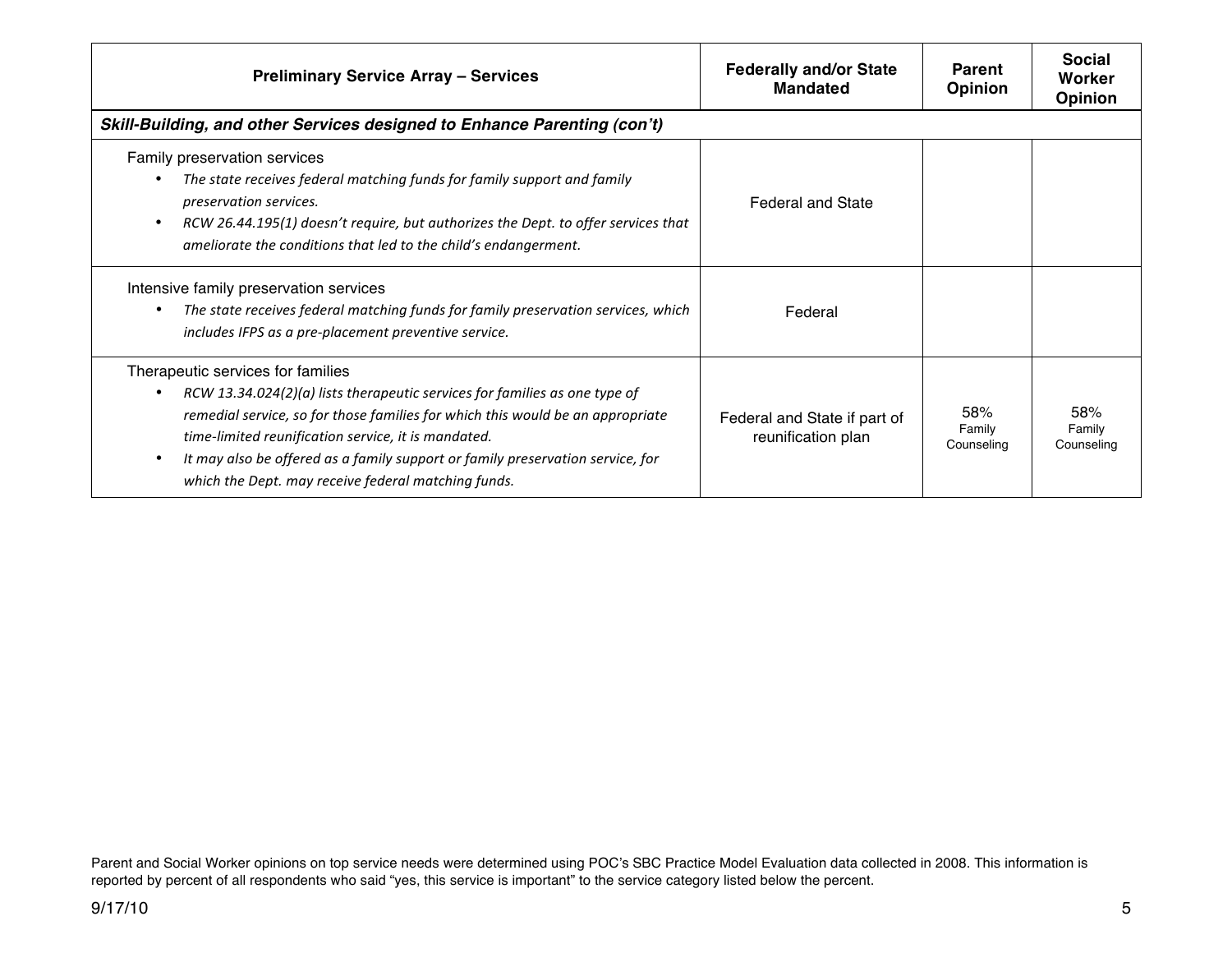| Preliminary Service Array – Services | Federally and/or State Mandated | Parent Opinion | Social Worker Opinion |
|---|---|---|---|
| ***Skill-Building, and other Services designed to Enhance Parenting (con't)*** | | | |
| Family preservation services<br>• *The state receives federal matching funds for family support and family preservation services.*<br>• *RCW 26.44.195(1) doesn't require, but authorizes the Dept. to offer services that ameliorate the conditions that led to the child's endangerment.* | Federal and State | | |
| Intensive family preservation services<br>• *The state receives federal matching funds for family preservation services, which includes IFPS as a pre-placement preventive service.* | Federal | | |
| Therapeutic services for families<br>• *RCW 13.34.024(2)(a) lists therapeutic services for families as one type of remedial service, so for those families for which this would be an appropriate time-limited reunification service, it is mandated.*<br>• *It may also be offered as a family support or family preservation service, for which the Dept. may receive federal matching funds.* | Federal and State if part of reunification plan | 58% Family Counseling | 58% Family Counseling |

Parent and Social Worker opinions on top service needs were determined using POC's SBC Practice Model Evaluation data collected in 2008. This information is reported by percent of all respondents who said "yes, this service is important" to the service category listed below the percent.

9/17/10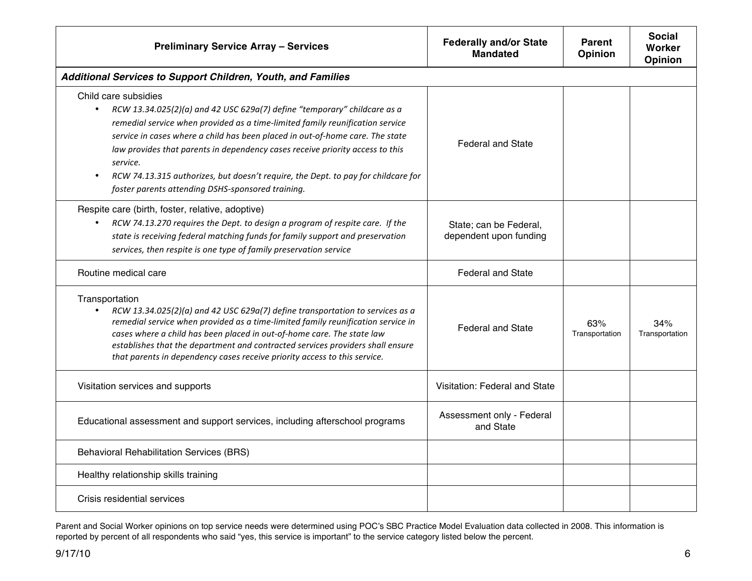| Preliminary Service Array – Services | Federally and/or State Mandated | Parent Opinion | Social Worker Opinion |
|---|---|---|---|
| ***Additional Services to Support Children, Youth, and Families*** | | | |
| Child care subsidies<br>• *RCW 13.34.025(2)(a) and 42 USC 629a(7) define "temporary" childcare as a remedial service when provided as a time-limited family reunification service service in cases where a child has been placed in out-of-home care. The state law provides that parents in dependency cases receive priority access to this service.*<br>• *RCW 74.13.315 authorizes, but doesn't require, the Dept. to pay for childcare for foster parents attending DSHS-sponsored training.* | Federal and State | | |
| Respite care (birth, foster, relative, adoptive)<br>• *RCW 74.13.270 requires the Dept. to design a program of respite care. If the state is receiving federal matching funds for family support and preservation services, then respite is one type of family preservation service* | State; can be Federal, dependent upon funding | | |
| Routine medical care | Federal and State | | |
| Transportation<br>• *RCW 13.34.025(2)(a) and 42 USC 629a(7) define transportation to services as a remedial service when provided as a time-limited family reunification service in cases where a child has been placed in out-of-home care. The state law establishes that the department and contracted services providers shall ensure that parents in dependency cases receive priority access to this service.* | Federal and State | 63% Transportation | 34% Transportation |
| Visitation services and supports | Visitation: Federal and State | | |
| Educational assessment and support services, including afterschool programs | Assessment only - Federal and State | | |
| Behavioral Rehabilitation Services (BRS) | | | |
| Healthy relationship skills training | | | |
| Crisis residential services | | | |

Parent and Social Worker opinions on top service needs were determined using POC's SBC Practice Model Evaluation data collected in 2008. This information is reported by percent of all respondents who said "yes, this service is important" to the service category listed below the percent.

9/17/10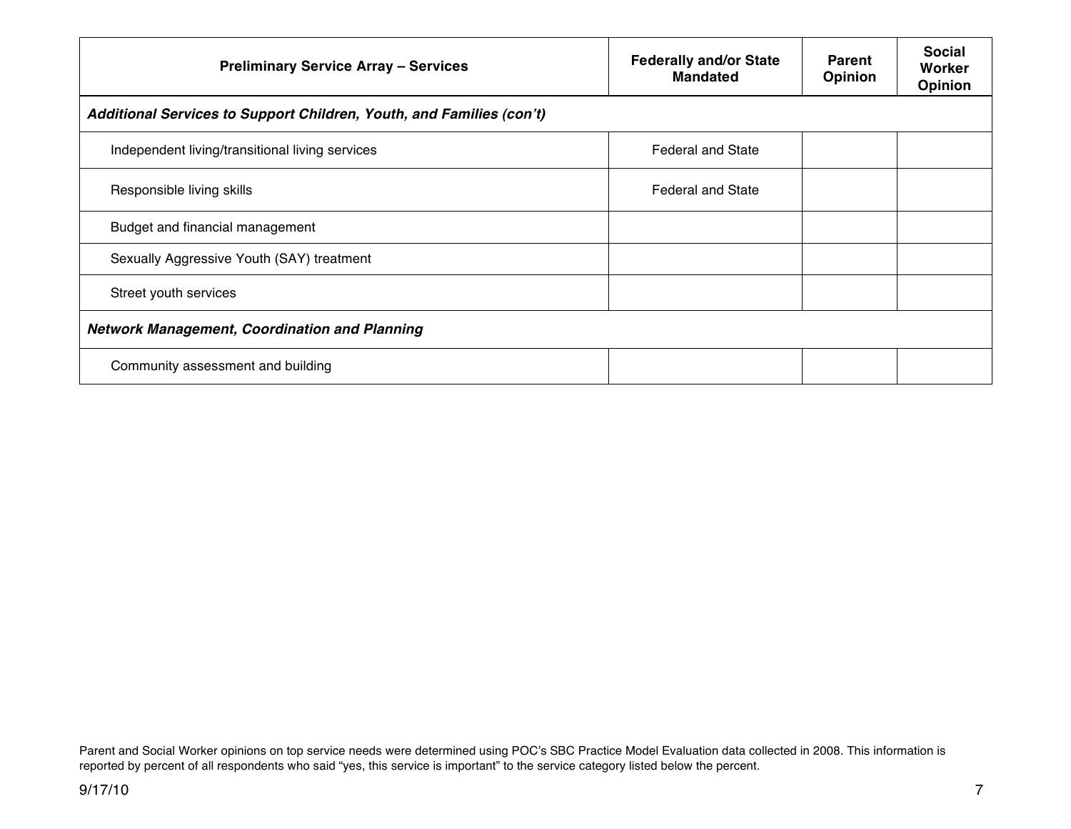| Preliminary Service Array – Services | Federally and/or State Mandated | Parent Opinion | Social Worker Opinion |
| --- | --- | --- | --- |
| ***Additional Services to Support Children, Youth, and Families (con't)*** | | | |
| Independent living/transitional living services | Federal and State | | |
| Responsible living skills | Federal and State | | |
| Budget and financial management | | | |
| Sexually Aggressive Youth (SAY) treatment | | | |
| Street youth services | | | |
| ***Network Management, Coordination and Planning*** | | | |
| Community assessment and building | | | |

Parent and Social Worker opinions on top service needs were determined using POC's SBC Practice Model Evaluation data collected in 2008. This information is reported by percent of all respondents who said "yes, this service is important" to the service category listed below the percent.

9/17/10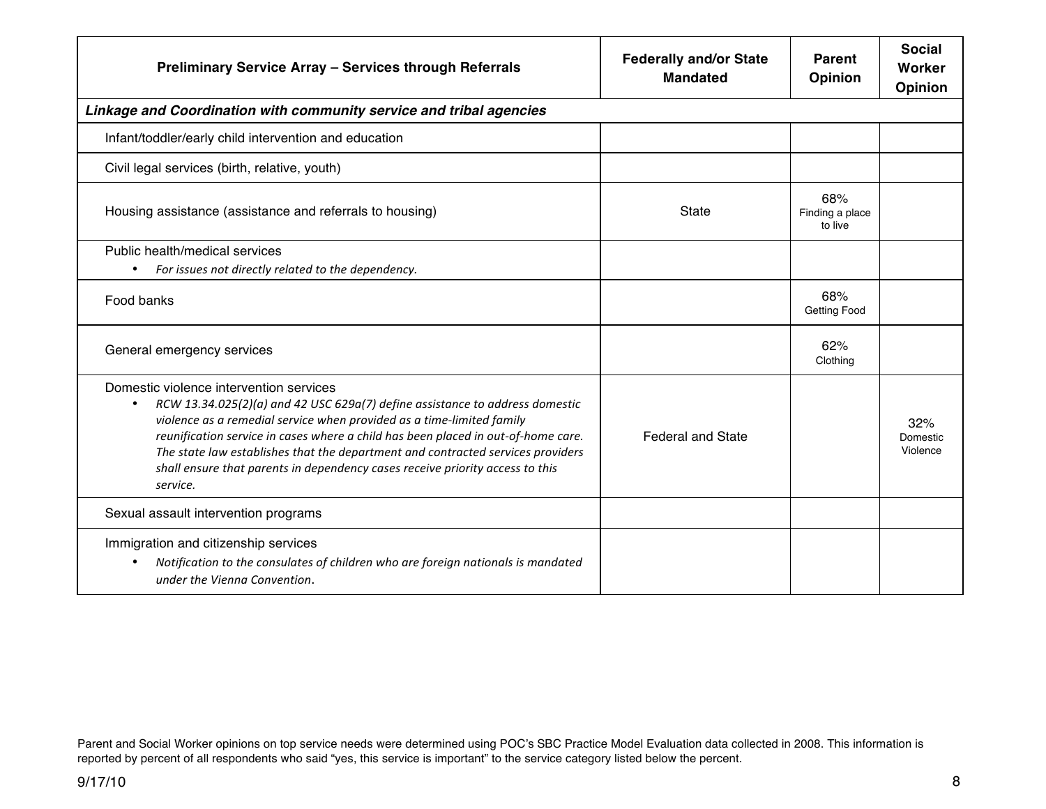| Preliminary Service Array – Services through Referrals | Federally and/or State Mandated | Parent Opinion | Social Worker Opinion |
|---|---|---|---|
| ***Linkage and Coordination with community service and tribal agencies*** | | | |
| Infant/toddler/early child intervention and education | | | |
| Civil legal services (birth, relative, youth) | | | |
| Housing assistance (assistance and referrals to housing) | State | 68% Finding a place to live | |
| Public health/medical services <br>• *For issues not directly related to the dependency.* | | | |
| Food banks | | 68% Getting Food | |
| General emergency services | | 62% Clothing | |
| Domestic violence intervention services <br>• *RCW 13.34.025(2)(a) and 42 USC 629a(7) define assistance to address domestic violence as a remedial service when provided as a time-limited family reunification service in cases where a child has been placed in out-of-home care. The state law establishes that the department and contracted services providers shall ensure that parents in dependency cases receive priority access to this service.* | Federal and State | | 32% Domestic Violence |
| Sexual assault intervention programs | | | |
| Immigration and citizenship services <br>• *Notification to the consulates of children who are foreign nationals is mandated under the Vienna Convention.* | | | |

Parent and Social Worker opinions on top service needs were determined using POC's SBC Practice Model Evaluation data collected in 2008. This information is reported by percent of all respondents who said "yes, this service is important" to the service category listed below the percent.

9/17/10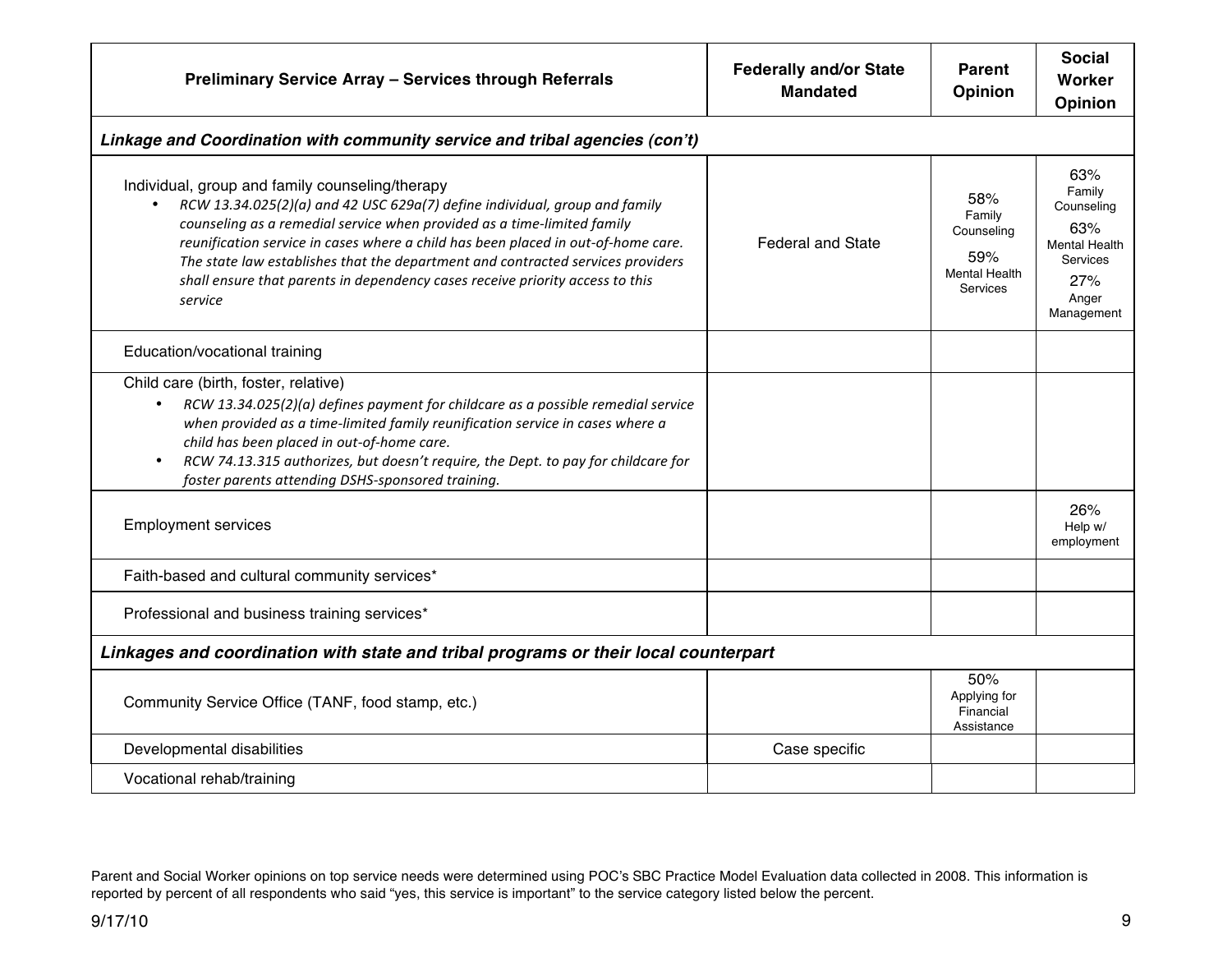| Preliminary Service Array – Services through Referrals | Federally and/or State Mandated | Parent Opinion | Social Worker Opinion |
|---|---|---|---|
| ***Linkage and Coordination with community service and tribal agencies (con't)*** | | | |
| Individual, group and family counseling/therapy<br>• *RCW 13.34.025(2)(a) and 42 USC 629a(7) define individual, group and family counseling as a remedial service when provided as a time-limited family reunification service in cases where a child has been placed in out-of-home care. The state law establishes that the department and contracted services providers shall ensure that parents in dependency cases receive priority access to this service* | Federal and State | 58% Family Counseling<br>59% Mental Health Services | 63% Family Counseling<br>63% Mental Health Services<br>27% Anger Management |
| Education/vocational training | | | |
| Child care (birth, foster, relative)<br>• *RCW 13.34.025(2)(a) defines payment for childcare as a possible remedial service when provided as a time-limited family reunification service in cases where a child has been placed in out-of-home care.*<br>• *RCW 74.13.315 authorizes, but doesn't require, the Dept. to pay for childcare for foster parents attending DSHS-sponsored training.* | | | |
| Employment services | | | 26% Help w/ employment |
| Faith-based and cultural community services* | | | |
| Professional and business training services* | | | |
| ***Linkages and coordination with state and tribal programs or their local counterpart*** | | | |
| Community Service Office (TANF, food stamp, etc.) | | 50% Applying for Financial Assistance | |
| Developmental disabilities | Case specific | | |
| Vocational rehab/training | | | |

Parent and Social Worker opinions on top service needs were determined using POC's SBC Practice Model Evaluation data collected in 2008. This information is reported by percent of all respondents who said "yes, this service is important" to the service category listed below the percent.

9/17/10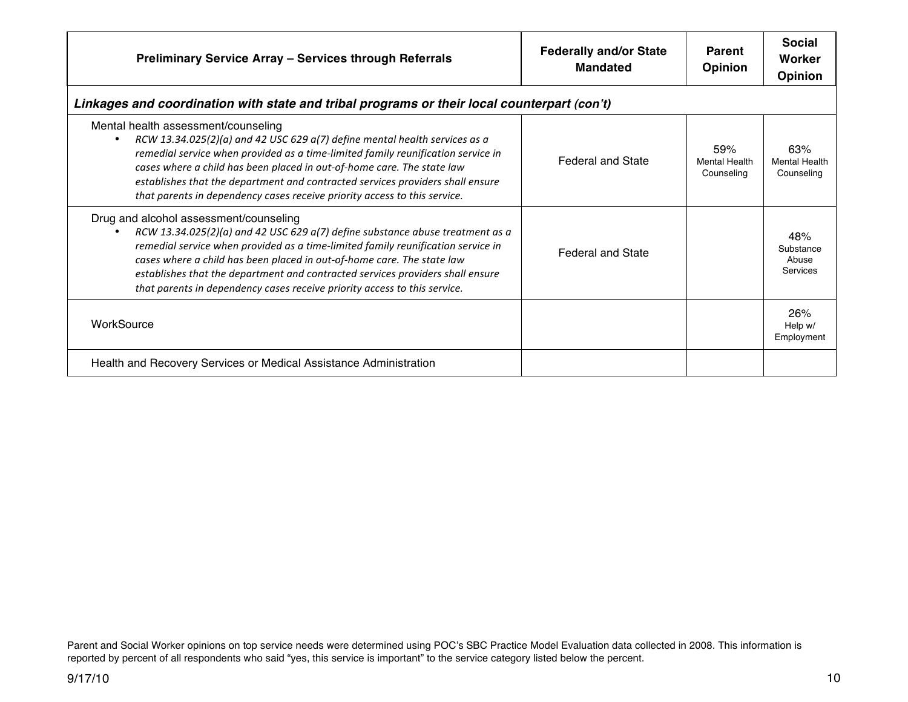| Preliminary Service Array – Services through Referrals | Federally and/or State Mandated | Parent Opinion | Social Worker Opinion |
|---|---|---|---|
| ***Linkages and coordination with state and tribal programs or their local counterpart (con't)*** | | | |
| Mental health assessment/counseling<br>• *RCW 13.34.025(2)(a) and 42 USC 629 a(7) define mental health services as a remedial service when provided as a time-limited family reunification service in cases where a child has been placed in out-of-home care. The state law establishes that the department and contracted services providers shall ensure that parents in dependency cases receive priority access to this service.* | Federal and State | 59% Mental Health Counseling | 63% Mental Health Counseling |
| Drug and alcohol assessment/counseling<br>• *RCW 13.34.025(2)(a) and 42 USC 629 a(7) define substance abuse treatment as a remedial service when provided as a time-limited family reunification service in cases where a child has been placed in out-of-home care. The state law establishes that the department and contracted services providers shall ensure that parents in dependency cases receive priority access to this service.* | Federal and State | | 48% Substance Abuse Services |
| WorkSource | | | 26% Help w/ Employment |
| Health and Recovery Services or Medical Assistance Administration | | | |

Parent and Social Worker opinions on top service needs were determined using POC's SBC Practice Model Evaluation data collected in 2008. This information is reported by percent of all respondents who said "yes, this service is important" to the service category listed below the percent.

9/17/10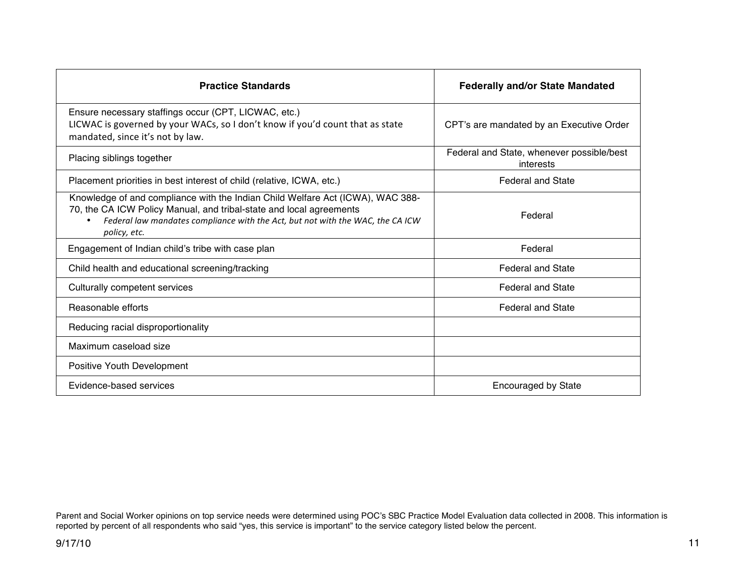| Practice Standards | Federally and/or State Mandated |
|---|---|
| Ensure necessary staffings occur (CPT, LICWAC, etc.)<br>LICWAC is governed by your WACs, so I don't know if you'd count that as state mandated, since it's not by law. | CPT's are mandated by an Executive Order |
| Placing siblings together | Federal and State, whenever possible/best interests |
| Placement priorities in best interest of child (relative, ICWA, etc.) | Federal and State |
| Knowledge of and compliance with the Indian Child Welfare Act (ICWA), WAC 388-70, the CA ICW Policy Manual, and tribal-state and local agreements<br>• *Federal law mandates compliance with the Act, but not with the WAC, the CA ICW policy, etc.* | Federal |
| Engagement of Indian child's tribe with case plan | Federal |
| Child health and educational screening/tracking | Federal and State |
| Culturally competent services | Federal and State |
| Reasonable efforts | Federal and State |
| Reducing racial disproportionality | |
| Maximum caseload size | |
| Positive Youth Development | |
| Evidence-based services | Encouraged by State |

Parent and Social Worker opinions on top service needs were determined using POC's SBC Practice Model Evaluation data collected in 2008. This information is reported by percent of all respondents who said "yes, this service is important" to the service category listed below the percent.

9/17/10